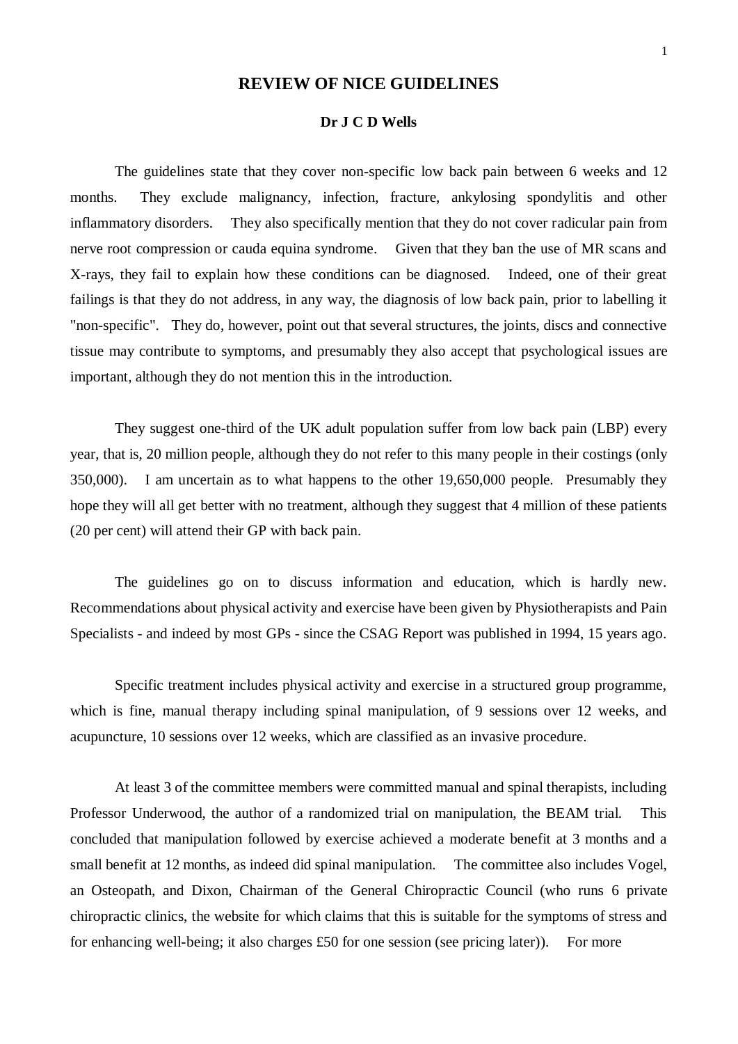# REVIEW OF NICE GUIDELINES

**Dr J C D Wells**

The guidelines state that they cover non-specific low back pain between 6 weeks and 12 months. They exclude malignancy, infection, fracture, ankylosing spondylitis and other inflammatory disorders. They also specifically mention that they do not cover radicular pain from nerve root compression or cauda equina syndrome. Given that they ban the use of MR scans and X-rays, they fail to explain how these conditions can be diagnosed. Indeed, one of their great failings is that they do not address, in any way, the diagnosis of low back pain, prior to labelling it "non-specific". They do, however, point out that several structures, the joints, discs and connective tissue may contribute to symptoms, and presumably they also accept that psychological issues are important, although they do not mention this in the introduction.

They suggest one-third of the UK adult population suffer from low back pain (LBP) every year, that is, 20 million people, although they do not refer to this many people in their costings (only 350,000). I am uncertain as to what happens to the other 19,650,000 people. Presumably they hope they will all get better with no treatment, although they suggest that 4 million of these patients (20 per cent) will attend their GP with back pain.

The guidelines go on to discuss information and education, which is hardly new. Recommendations about physical activity and exercise have been given by Physiotherapists and Pain Specialists - and indeed by most GPs - since the CSAG Report was published in 1994, 15 years ago.

Specific treatment includes physical activity and exercise in a structured group programme, which is fine, manual therapy including spinal manipulation, of 9 sessions over 12 weeks, and acupuncture, 10 sessions over 12 weeks, which are classified as an invasive procedure.

At least 3 of the committee members were committed manual and spinal therapists, including Professor Underwood, the author of a randomized trial on manipulation, the BEAM trial. This concluded that manipulation followed by exercise achieved a moderate benefit at 3 months and a small benefit at 12 months, as indeed did spinal manipulation. The committee also includes Vogel, an Osteopath, and Dixon, Chairman of the General Chiropractic Council (who runs 6 private chiropractic clinics, the website for which claims that this is suitable for the symptoms of stress and for enhancing well-being; it also charges £50 for one session (see pricing later)). For more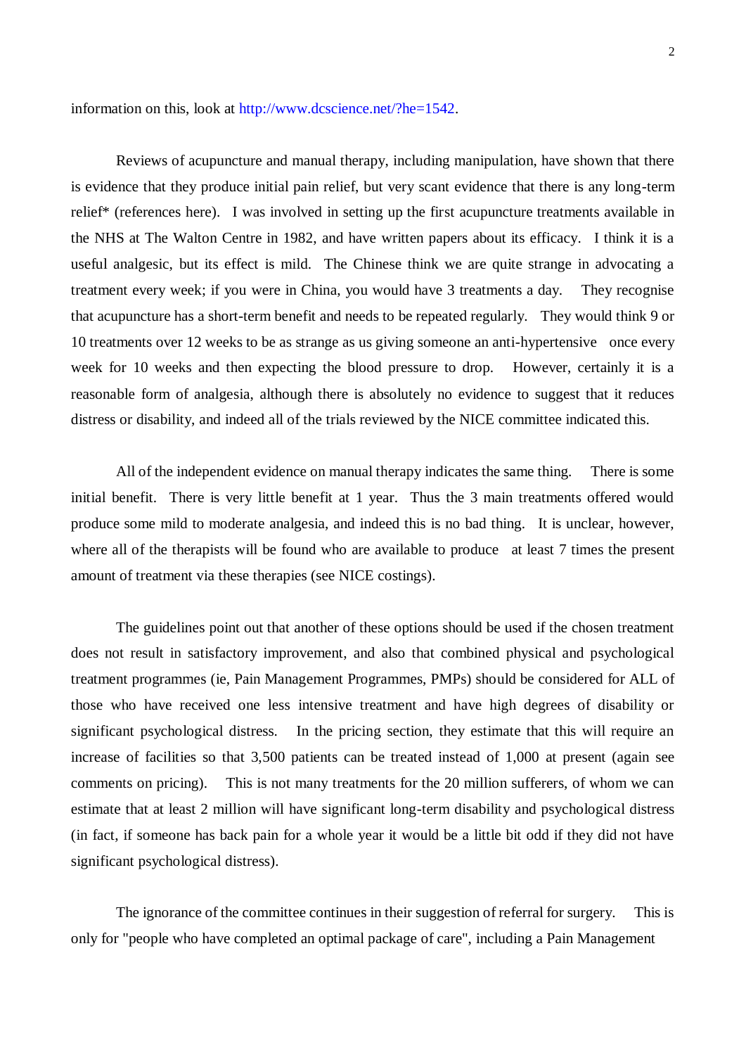information on this, look at http://www.dcscience.net/?he=1542.

Reviews of acupuncture and manual therapy, including manipulation, have shown that there is evidence that they produce initial pain relief, but very scant evidence that there is any long-term relief* (references here). I was involved in setting up the first acupuncture treatments available in the NHS at The Walton Centre in 1982, and have written papers about its efficacy. I think it is a useful analgesic, but its effect is mild. The Chinese think we are quite strange in advocating a treatment every week; if you were in China, you would have 3 treatments a day. They recognise that acupuncture has a short-term benefit and needs to be repeated regularly. They would think 9 or 10 treatments over 12 weeks to be as strange as us giving someone an anti-hypertensive once every week for 10 weeks and then expecting the blood pressure to drop. However, certainly it is a reasonable form of analgesia, although there is absolutely no evidence to suggest that it reduces distress or disability, and indeed all of the trials reviewed by the NICE committee indicated this.

All of the independent evidence on manual therapy indicates the same thing. There is some initial benefit. There is very little benefit at 1 year. Thus the 3 main treatments offered would produce some mild to moderate analgesia, and indeed this is no bad thing. It is unclear, however, where all of the therapists will be found who are available to produce at least 7 times the present amount of treatment via these therapies (see NICE costings).

The guidelines point out that another of these options should be used if the chosen treatment does not result in satisfactory improvement, and also that combined physical and psychological treatment programmes (ie, Pain Management Programmes, PMPs) should be considered for ALL of those who have received one less intensive treatment and have high degrees of disability or significant psychological distress. In the pricing section, they estimate that this will require an increase of facilities so that 3,500 patients can be treated instead of 1,000 at present (again see comments on pricing). This is not many treatments for the 20 million sufferers, of whom we can estimate that at least 2 million will have significant long-term disability and psychological distress (in fact, if someone has back pain for a whole year it would be a little bit odd if they did not have significant psychological distress).

The ignorance of the committee continues in their suggestion of referral for surgery. This is only for "people who have completed an optimal package of care", including a Pain Management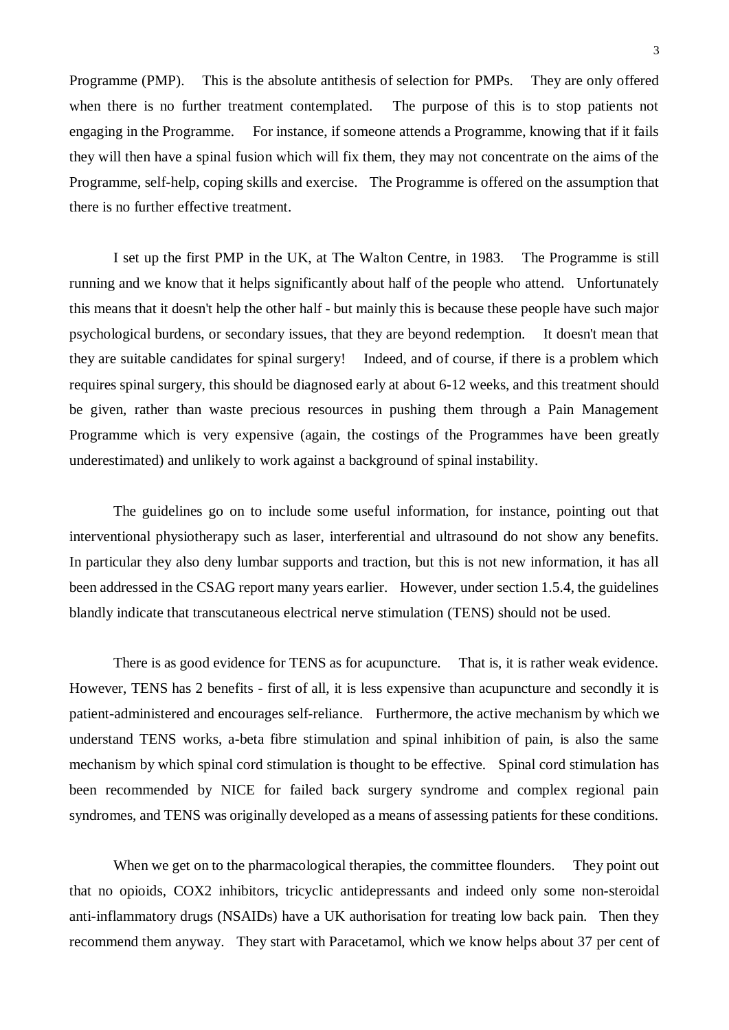Programme (PMP). This is the absolute antithesis of selection for PMPs. They are only offered when there is no further treatment contemplated. The purpose of this is to stop patients not engaging in the Programme. For instance, if someone attends a Programme, knowing that if it fails they will then have a spinal fusion which will fix them, they may not concentrate on the aims of the Programme, self-help, coping skills and exercise. The Programme is offered on the assumption that there is no further effective treatment.

I set up the first PMP in the UK, at The Walton Centre, in 1983. The Programme is still running and we know that it helps significantly about half of the people who attend. Unfortunately this means that it doesn't help the other half - but mainly this is because these people have such major psychological burdens, or secondary issues, that they are beyond redemption. It doesn't mean that they are suitable candidates for spinal surgery! Indeed, and of course, if there is a problem which requires spinal surgery, this should be diagnosed early at about 6-12 weeks, and this treatment should be given, rather than waste precious resources in pushing them through a Pain Management Programme which is very expensive (again, the costings of the Programmes have been greatly underestimated) and unlikely to work against a background of spinal instability.

The guidelines go on to include some useful information, for instance, pointing out that interventional physiotherapy such as laser, interferential and ultrasound do not show any benefits. In particular they also deny lumbar supports and traction, but this is not new information, it has all been addressed in the CSAG report many years earlier. However, under section 1.5.4, the guidelines blandly indicate that transcutaneous electrical nerve stimulation (TENS) should not be used.

There is as good evidence for TENS as for acupuncture. That is, it is rather weak evidence. However, TENS has 2 benefits - first of all, it is less expensive than acupuncture and secondly it is patient-administered and encourages self-reliance. Furthermore, the active mechanism by which we understand TENS works, a-beta fibre stimulation and spinal inhibition of pain, is also the same mechanism by which spinal cord stimulation is thought to be effective. Spinal cord stimulation has been recommended by NICE for failed back surgery syndrome and complex regional pain syndromes, and TENS was originally developed as a means of assessing patients for these conditions.

When we get on to the pharmacological therapies, the committee flounders. They point out that no opioids, COX2 inhibitors, tricyclic antidepressants and indeed only some non-steroidal anti-inflammatory drugs (NSAIDs) have a UK authorisation for treating low back pain. Then they recommend them anyway. They start with Paracetamol, which we know helps about 37 per cent of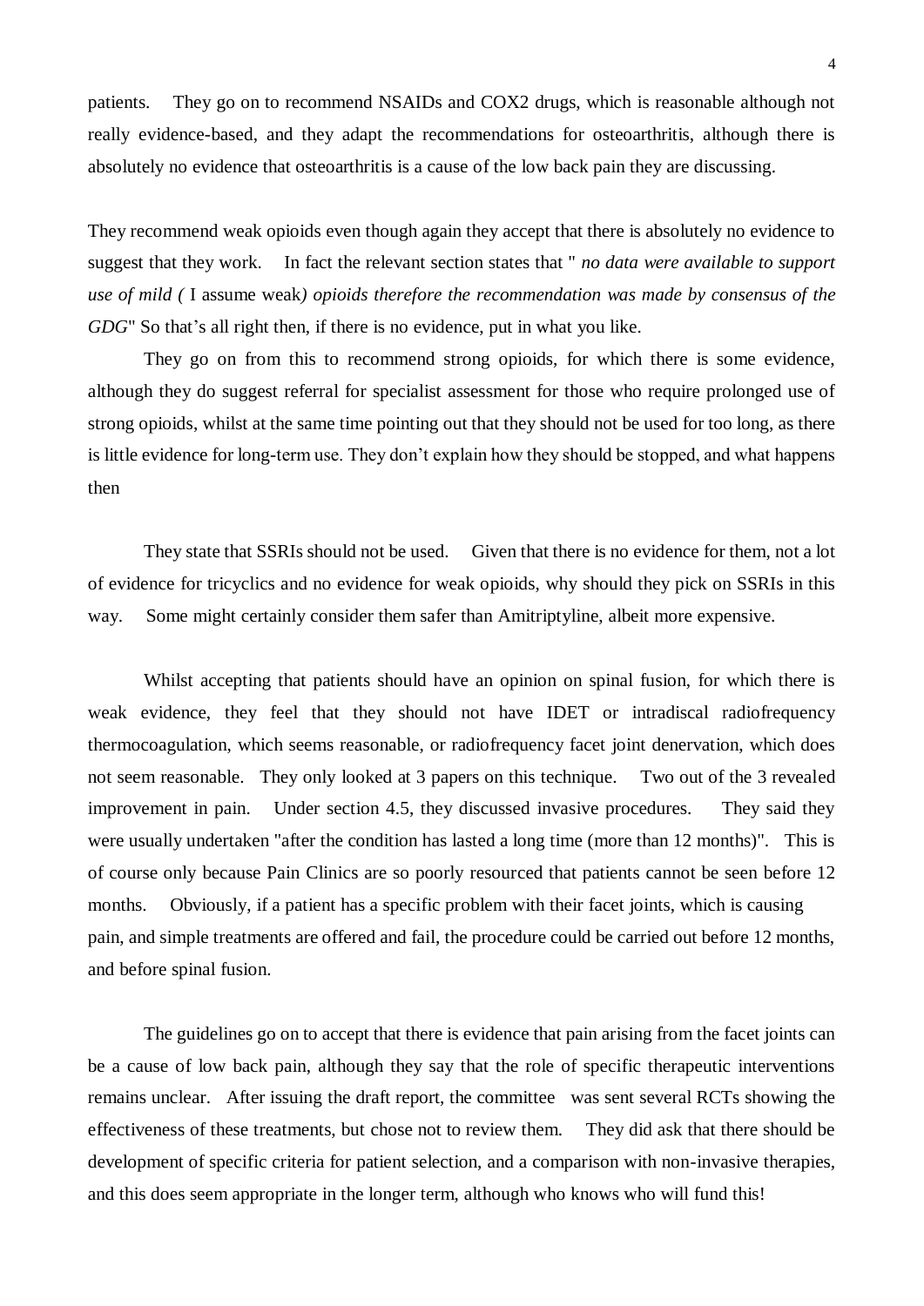patients. They go on to recommend NSAIDs and COX2 drugs, which is reasonable although not really evidence-based, and they adapt the recommendations for osteoarthritis, although there is absolutely no evidence that osteoarthritis is a cause of the low back pain they are discussing.

They recommend weak opioids even though again they accept that there is absolutely no evidence to suggest that they work. In fact the relevant section states that " *no data were available to support use of mild (* I assume weak*) opioids therefore the recommendation was made by consensus of the GDG*" So that's all right then, if there is no evidence, put in what you like.

They go on from this to recommend strong opioids, for which there is some evidence, although they do suggest referral for specialist assessment for those who require prolonged use of strong opioids, whilst at the same time pointing out that they should not be used for too long, as there is little evidence for long-term use. They don't explain how they should be stopped, and what happens then

They state that SSRIs should not be used. Given that there is no evidence for them, not a lot of evidence for tricyclics and no evidence for weak opioids, why should they pick on SSRIs in this way. Some might certainly consider them safer than Amitriptyline, albeit more expensive.

Whilst accepting that patients should have an opinion on spinal fusion, for which there is weak evidence, they feel that they should not have IDET or intradiscal radiofrequency thermocoagulation, which seems reasonable, or radiofrequency facet joint denervation, which does not seem reasonable. They only looked at 3 papers on this technique. Two out of the 3 revealed improvement in pain. Under section 4.5, they discussed invasive procedures. They said they were usually undertaken "after the condition has lasted a long time (more than 12 months)". This is of course only because Pain Clinics are so poorly resourced that patients cannot be seen before 12 months. Obviously, if a patient has a specific problem with their facet joints, which is causing pain, and simple treatments are offered and fail, the procedure could be carried out before 12 months, and before spinal fusion.

The guidelines go on to accept that there is evidence that pain arising from the facet joints can be a cause of low back pain, although they say that the role of specific therapeutic interventions remains unclear. After issuing the draft report, the committee was sent several RCTs showing the effectiveness of these treatments, but chose not to review them. They did ask that there should be development of specific criteria for patient selection, and a comparison with non-invasive therapies, and this does seem appropriate in the longer term, although who knows who will fund this!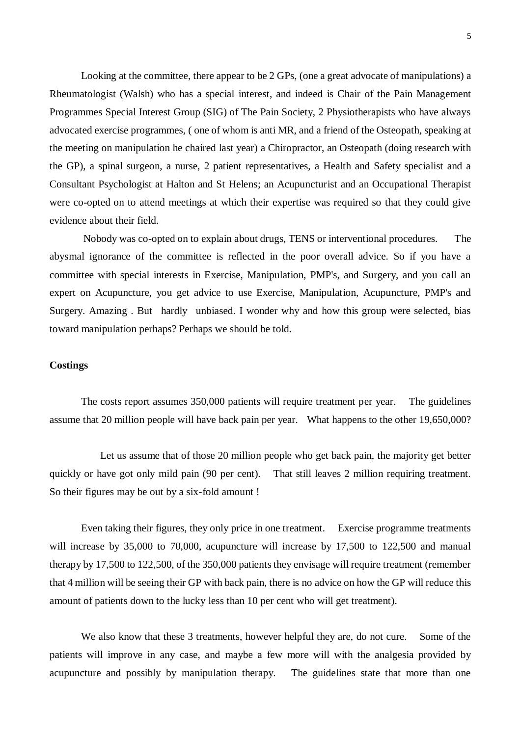Looking at the committee, there appear to be 2 GPs, (one a great advocate of manipulations) a Rheumatologist (Walsh) who has a special interest, and indeed is Chair of the Pain Management Programmes Special Interest Group (SIG) of The Pain Society, 2 Physiotherapists who have always advocated exercise programmes, ( one of whom is anti MR, and a friend of the Osteopath, speaking at the meeting on manipulation he chaired last year) a Chiropractor, an Osteopath (doing research with the GP), a spinal surgeon, a nurse, 2 patient representatives, a Health and Safety specialist and a Consultant Psychologist at Halton and St Helens; an Acupuncturist and an Occupational Therapist were co-opted on to attend meetings at which their expertise was required so that they could give evidence about their field.

Nobody was co-opted on to explain about drugs, TENS or interventional procedures. The abysmal ignorance of the committee is reflected in the poor overall advice. So if you have a committee with special interests in Exercise, Manipulation, PMP's, and Surgery, and you call an expert on Acupuncture, you get advice to use Exercise, Manipulation, Acupuncture, PMP's and Surgery. Amazing . But hardly unbiased. I wonder why and how this group were selected, bias toward manipulation perhaps? Perhaps we should be told.

**Costings**

The costs report assumes 350,000 patients will require treatment per year. The guidelines assume that 20 million people will have back pain per year. What happens to the other 19,650,000?

Let us assume that of those 20 million people who get back pain, the majority get better quickly or have got only mild pain (90 per cent). That still leaves 2 million requiring treatment. So their figures may be out by a six-fold amount !

Even taking their figures, they only price in one treatment. Exercise programme treatments will increase by 35,000 to 70,000, acupuncture will increase by 17,500 to 122,500 and manual therapy by 17,500 to 122,500, of the 350,000 patients they envisage will require treatment (remember that 4 million will be seeing their GP with back pain, there is no advice on how the GP will reduce this amount of patients down to the lucky less than 10 per cent who will get treatment).

We also know that these 3 treatments, however helpful they are, do not cure. Some of the patients will improve in any case, and maybe a few more will with the analgesia provided by acupuncture and possibly by manipulation therapy. The guidelines state that more than one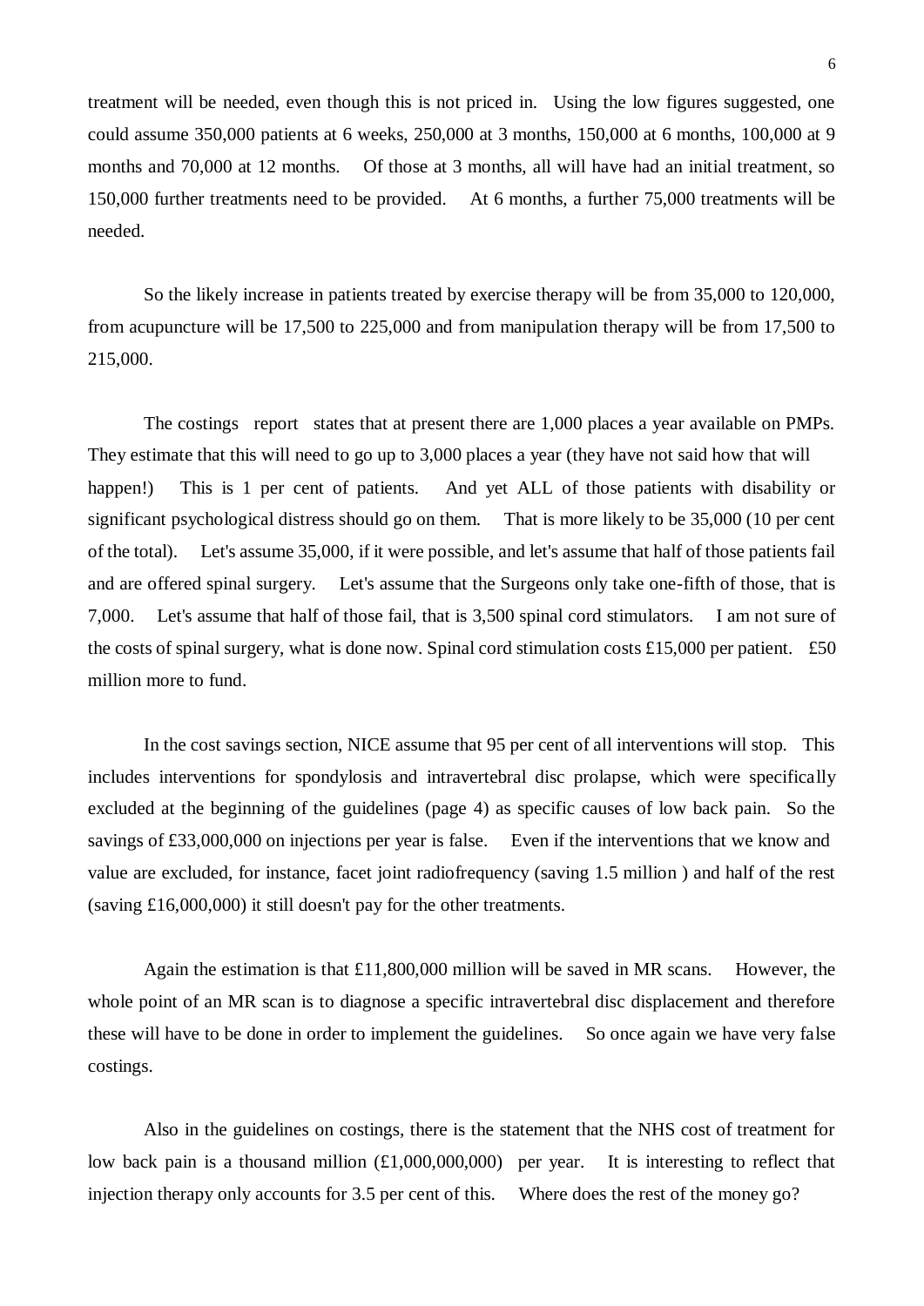treatment will be needed, even though this is not priced in. Using the low figures suggested, one could assume 350,000 patients at 6 weeks, 250,000 at 3 months, 150,000 at 6 months, 100,000 at 9 months and 70,000 at 12 months. Of those at 3 months, all will have had an initial treatment, so 150,000 further treatments need to be provided. At 6 months, a further 75,000 treatments will be needed.

So the likely increase in patients treated by exercise therapy will be from 35,000 to 120,000, from acupuncture will be 17,500 to 225,000 and from manipulation therapy will be from 17,500 to 215,000.

The costings report states that at present there are 1,000 places a year available on PMPs. They estimate that this will need to go up to 3,000 places a year (they have not said how that will happen!) This is 1 per cent of patients. And yet ALL of those patients with disability or significant psychological distress should go on them. That is more likely to be 35,000 (10 per cent of the total). Let's assume 35,000, if it were possible, and let's assume that half of those patients fail and are offered spinal surgery. Let's assume that the Surgeons only take one-fifth of those, that is 7,000. Let's assume that half of those fail, that is 3,500 spinal cord stimulators. I am not sure of the costs of spinal surgery, what is done now. Spinal cord stimulation costs £15,000 per patient. £50 million more to fund.

In the cost savings section, NICE assume that 95 per cent of all interventions will stop. This includes interventions for spondylosis and intravertebral disc prolapse, which were specifically excluded at the beginning of the guidelines (page 4) as specific causes of low back pain. So the savings of £33,000,000 on injections per year is false. Even if the interventions that we know and value are excluded, for instance, facet joint radiofrequency (saving 1.5 million ) and half of the rest (saving £16,000,000) it still doesn't pay for the other treatments.

Again the estimation is that £11,800,000 million will be saved in MR scans. However, the whole point of an MR scan is to diagnose a specific intravertebral disc displacement and therefore these will have to be done in order to implement the guidelines. So once again we have very false costings.

Also in the guidelines on costings, there is the statement that the NHS cost of treatment for low back pain is a thousand million (£1,000,000,000) per year. It is interesting to reflect that injection therapy only accounts for 3.5 per cent of this. Where does the rest of the money go?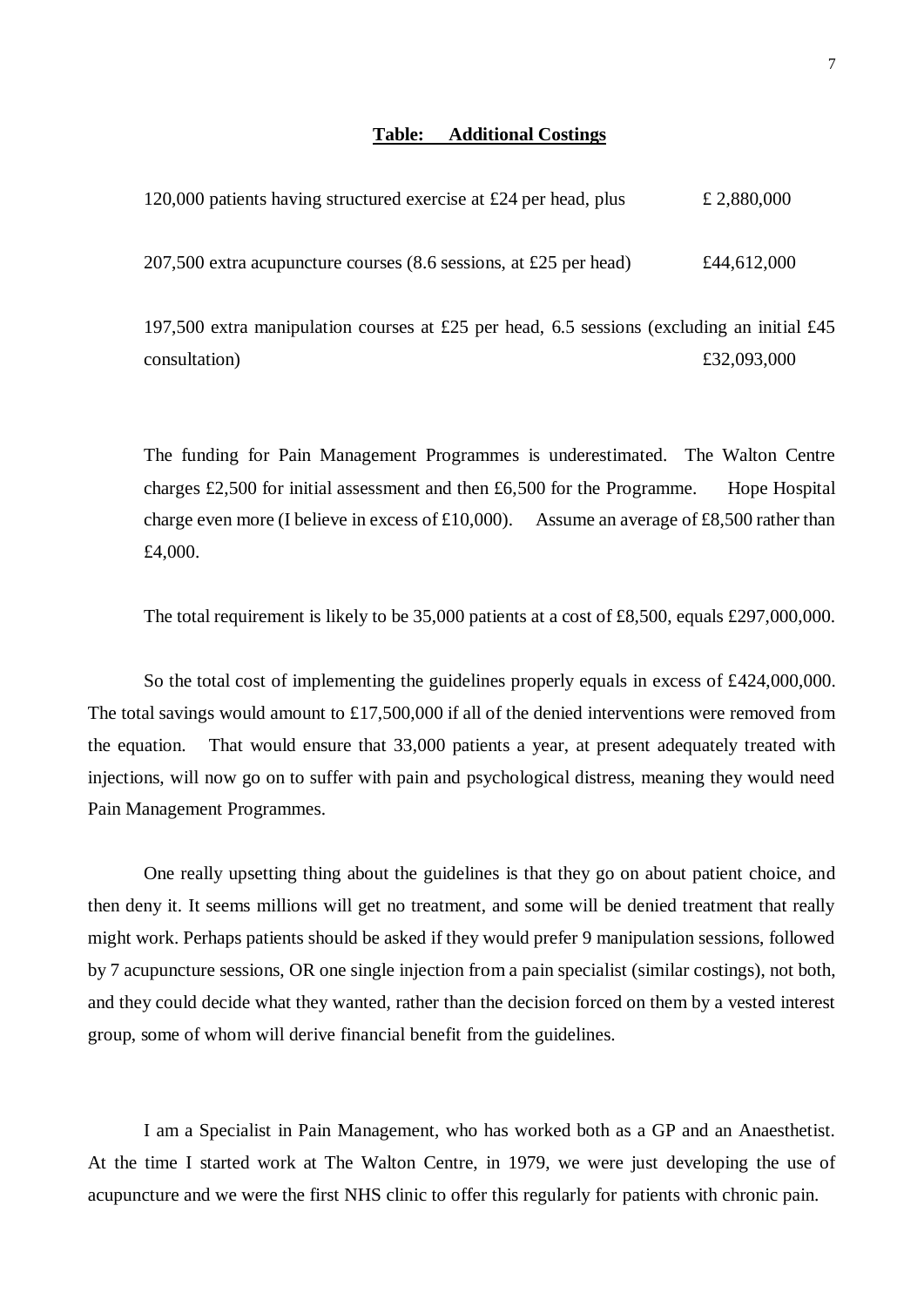**Table: Additional Costings**

| | |
|---|---|
| 120,000 patients having structured exercise at £24 per head, plus | £ 2,880,000 |
| 207,500 extra acupuncture courses (8.6 sessions, at £25 per head) | £44,612,000 |
| 197,500 extra manipulation courses at £25 per head, 6.5 sessions (excluding an initial £45 consultation) | £32,093,000 |

The funding for Pain Management Programmes is underestimated. The Walton Centre charges £2,500 for initial assessment and then £6,500 for the Programme. Hope Hospital charge even more (I believe in excess of £10,000). Assume an average of £8,500 rather than £4,000.

The total requirement is likely to be 35,000 patients at a cost of £8,500, equals £297,000,000.

So the total cost of implementing the guidelines properly equals in excess of £424,000,000. The total savings would amount to £17,500,000 if all of the denied interventions were removed from the equation. That would ensure that 33,000 patients a year, at present adequately treated with injections, will now go on to suffer with pain and psychological distress, meaning they would need Pain Management Programmes.

One really upsetting thing about the guidelines is that they go on about patient choice, and then deny it. It seems millions will get no treatment, and some will be denied treatment that really might work. Perhaps patients should be asked if they would prefer 9 manipulation sessions, followed by 7 acupuncture sessions, OR one single injection from a pain specialist (similar costings), not both, and they could decide what they wanted, rather than the decision forced on them by a vested interest group, some of whom will derive financial benefit from the guidelines.

I am a Specialist in Pain Management, who has worked both as a GP and an Anaesthetist. At the time I started work at The Walton Centre, in 1979, we were just developing the use of acupuncture and we were the first NHS clinic to offer this regularly for patients with chronic pain.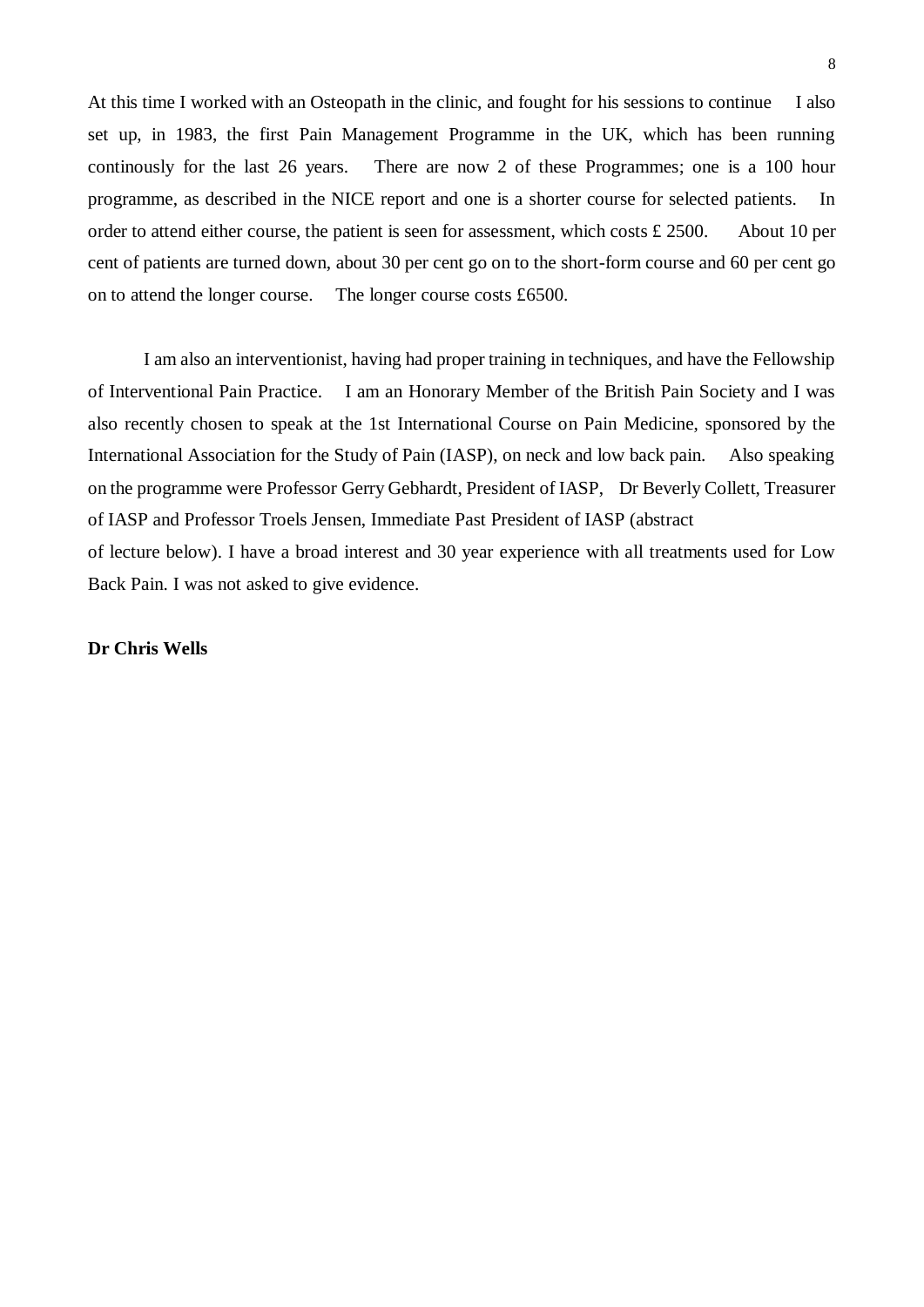At this time I worked with an Osteopath in the clinic, and fought for his sessions to continue I also set up, in 1983, the first Pain Management Programme in the UK, which has been running continously for the last 26 years. There are now 2 of these Programmes; one is a 100 hour programme, as described in the NICE report and one is a shorter course for selected patients. In order to attend either course, the patient is seen for assessment, which costs £ 2500. About 10 per cent of patients are turned down, about 30 per cent go on to the short-form course and 60 per cent go on to attend the longer course. The longer course costs £6500.

I am also an interventionist, having had proper training in techniques, and have the Fellowship of Interventional Pain Practice. I am an Honorary Member of the British Pain Society and I was also recently chosen to speak at the 1st International Course on Pain Medicine, sponsored by the International Association for the Study of Pain (IASP), on neck and low back pain. Also speaking on the programme were Professor Gerry Gebhardt, President of IASP, Dr Beverly Collett, Treasurer of IASP and Professor Troels Jensen, Immediate Past President of IASP (abstract of lecture below). I have a broad interest and 30 year experience with all treatments used for Low Back Pain. I was not asked to give evidence.

**Dr Chris Wells**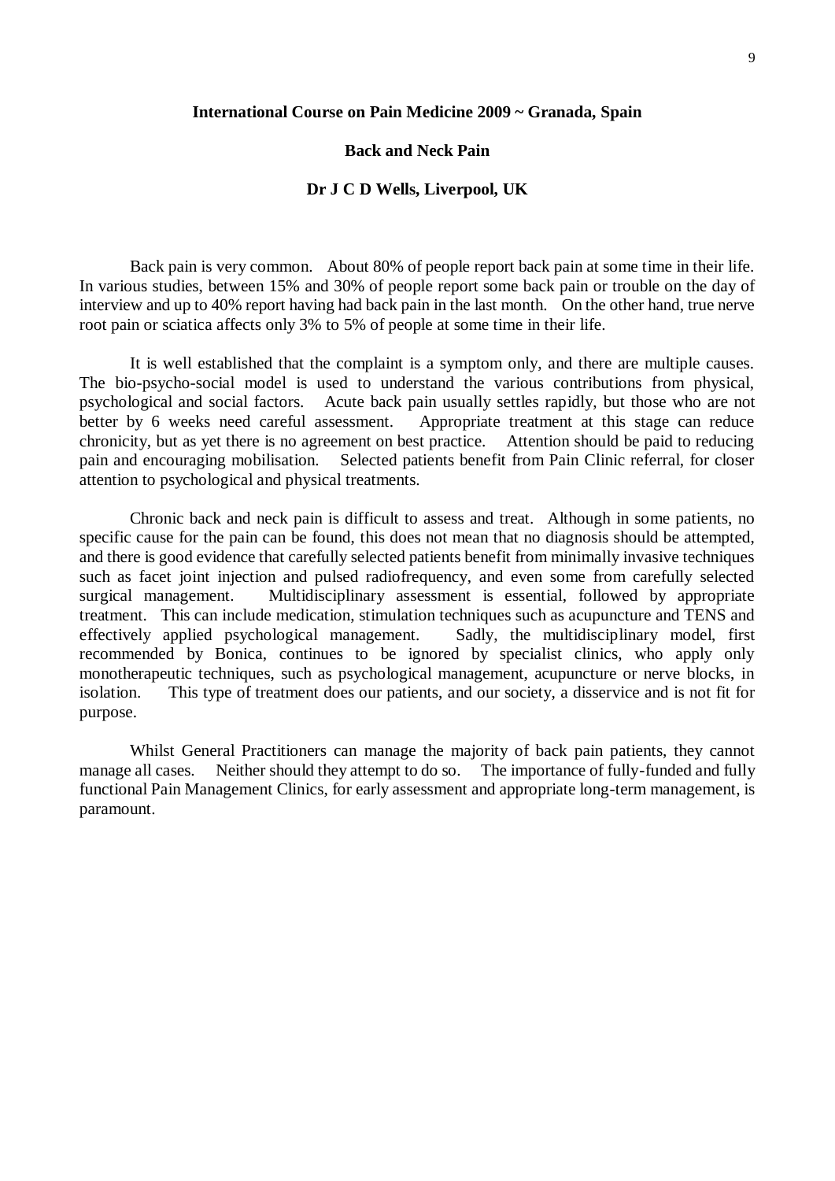**International Course on Pain Medicine 2009 ~ Granada, Spain**

**Back and Neck Pain**

**Dr J C D Wells, Liverpool, UK**

Back pain is very common. About 80% of people report back pain at some time in their life. In various studies, between 15% and 30% of people report some back pain or trouble on the day of interview and up to 40% report having had back pain in the last month. On the other hand, true nerve root pain or sciatica affects only 3% to 5% of people at some time in their life.

It is well established that the complaint is a symptom only, and there are multiple causes. The bio-psycho-social model is used to understand the various contributions from physical, psychological and social factors. Acute back pain usually settles rapidly, but those who are not better by 6 weeks need careful assessment. Appropriate treatment at this stage can reduce chronicity, but as yet there is no agreement on best practice. Attention should be paid to reducing pain and encouraging mobilisation. Selected patients benefit from Pain Clinic referral, for closer attention to psychological and physical treatments.

Chronic back and neck pain is difficult to assess and treat. Although in some patients, no specific cause for the pain can be found, this does not mean that no diagnosis should be attempted, and there is good evidence that carefully selected patients benefit from minimally invasive techniques such as facet joint injection and pulsed radiofrequency, and even some from carefully selected surgical management. Multidisciplinary assessment is essential, followed by appropriate treatment. This can include medication, stimulation techniques such as acupuncture and TENS and effectively applied psychological management. Sadly, the multidisciplinary model, first recommended by Bonica, continues to be ignored by specialist clinics, who apply only monotherapeutic techniques, such as psychological management, acupuncture or nerve blocks, in isolation. This type of treatment does our patients, and our society, a disservice and is not fit for purpose.

Whilst General Practitioners can manage the majority of back pain patients, they cannot manage all cases. Neither should they attempt to do so. The importance of fully-funded and fully functional Pain Management Clinics, for early assessment and appropriate long-term management, is paramount.